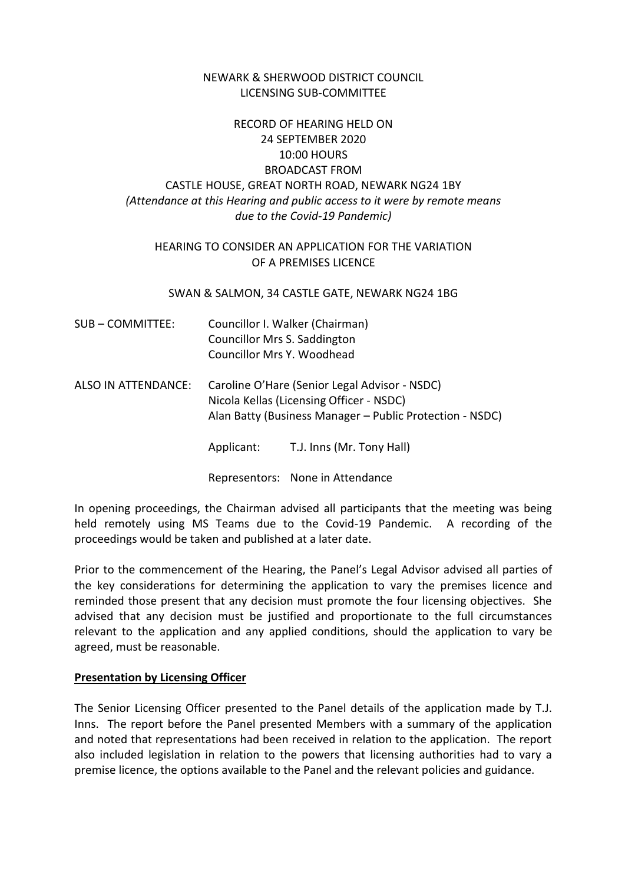NEWARK & SHERWOOD DISTRICT COUNCIL
LICENSING SUB-COMMITTEE

RECORD OF HEARING HELD ON
24 SEPTEMBER 2020
10:00 HOURS
BROADCAST FROM
CASTLE HOUSE, GREAT NORTH ROAD, NEWARK NG24 1BY
*(Attendance at this Hearing and public access to it were by remote means due to the Covid-19 Pandemic)*

HEARING TO CONSIDER AN APPLICATION FOR THE VARIATION OF A PREMISES LICENCE

SWAN & SALMON, 34 CASTLE GATE, NEWARK NG24 1BG

SUB – COMMITTEE: Councillor I. Walker (Chairman)
Councillor Mrs S. Saddington
Councillor Mrs Y. Woodhead

ALSO IN ATTENDANCE: Caroline O'Hare (Senior Legal Advisor - NSDC)
Nicola Kellas (Licensing Officer - NSDC)
Alan Batty (Business Manager – Public Protection - NSDC)

Applicant: T.J. Inns (Mr. Tony Hall)

Representors: None in Attendance

In opening proceedings, the Chairman advised all participants that the meeting was being held remotely using MS Teams due to the Covid-19 Pandemic. A recording of the proceedings would be taken and published at a later date.

Prior to the commencement of the Hearing, the Panel's Legal Advisor advised all parties of the key considerations for determining the application to vary the premises licence and reminded those present that any decision must promote the four licensing objectives. She advised that any decision must be justified and proportionate to the full circumstances relevant to the application and any applied conditions, should the application to vary be agreed, must be reasonable.

**Presentation by Licensing Officer**

The Senior Licensing Officer presented to the Panel details of the application made by T.J. Inns. The report before the Panel presented Members with a summary of the application and noted that representations had been received in relation to the application. The report also included legislation in relation to the powers that licensing authorities had to vary a premise licence, the options available to the Panel and the relevant policies and guidance.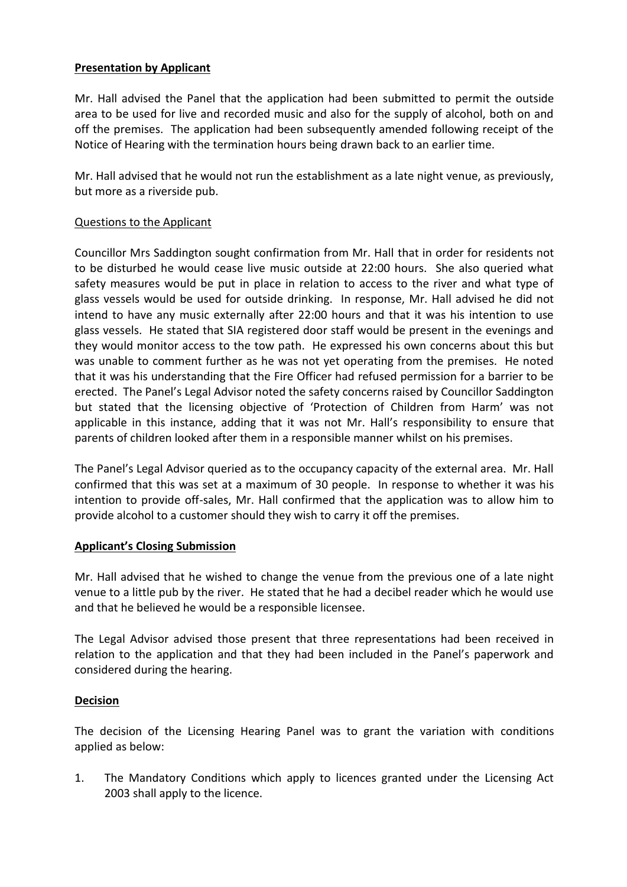**Presentation by Applicant**

Mr. Hall advised the Panel that the application had been submitted to permit the outside area to be used for live and recorded music and also for the supply of alcohol, both on and off the premises. The application had been subsequently amended following receipt of the Notice of Hearing with the termination hours being drawn back to an earlier time.

Mr. Hall advised that he would not run the establishment as a late night venue, as previously, but more as a riverside pub.

Questions to the Applicant

Councillor Mrs Saddington sought confirmation from Mr. Hall that in order for residents not to be disturbed he would cease live music outside at 22:00 hours. She also queried what safety measures would be put in place in relation to access to the river and what type of glass vessels would be used for outside drinking. In response, Mr. Hall advised he did not intend to have any music externally after 22:00 hours and that it was his intention to use glass vessels. He stated that SIA registered door staff would be present in the evenings and they would monitor access to the tow path. He expressed his own concerns about this but was unable to comment further as he was not yet operating from the premises. He noted that it was his understanding that the Fire Officer had refused permission for a barrier to be erected. The Panel's Legal Advisor noted the safety concerns raised by Councillor Saddington but stated that the licensing objective of 'Protection of Children from Harm' was not applicable in this instance, adding that it was not Mr. Hall's responsibility to ensure that parents of children looked after them in a responsible manner whilst on his premises.

The Panel's Legal Advisor queried as to the occupancy capacity of the external area. Mr. Hall confirmed that this was set at a maximum of 30 people. In response to whether it was his intention to provide off-sales, Mr. Hall confirmed that the application was to allow him to provide alcohol to a customer should they wish to carry it off the premises.

**Applicant's Closing Submission**

Mr. Hall advised that he wished to change the venue from the previous one of a late night venue to a little pub by the river. He stated that he had a decibel reader which he would use and that he believed he would be a responsible licensee.

The Legal Advisor advised those present that three representations had been received in relation to the application and that they had been included in the Panel's paperwork and considered during the hearing.

**Decision**

The decision of the Licensing Hearing Panel was to grant the variation with conditions applied as below:

1. The Mandatory Conditions which apply to licences granted under the Licensing Act 2003 shall apply to the licence.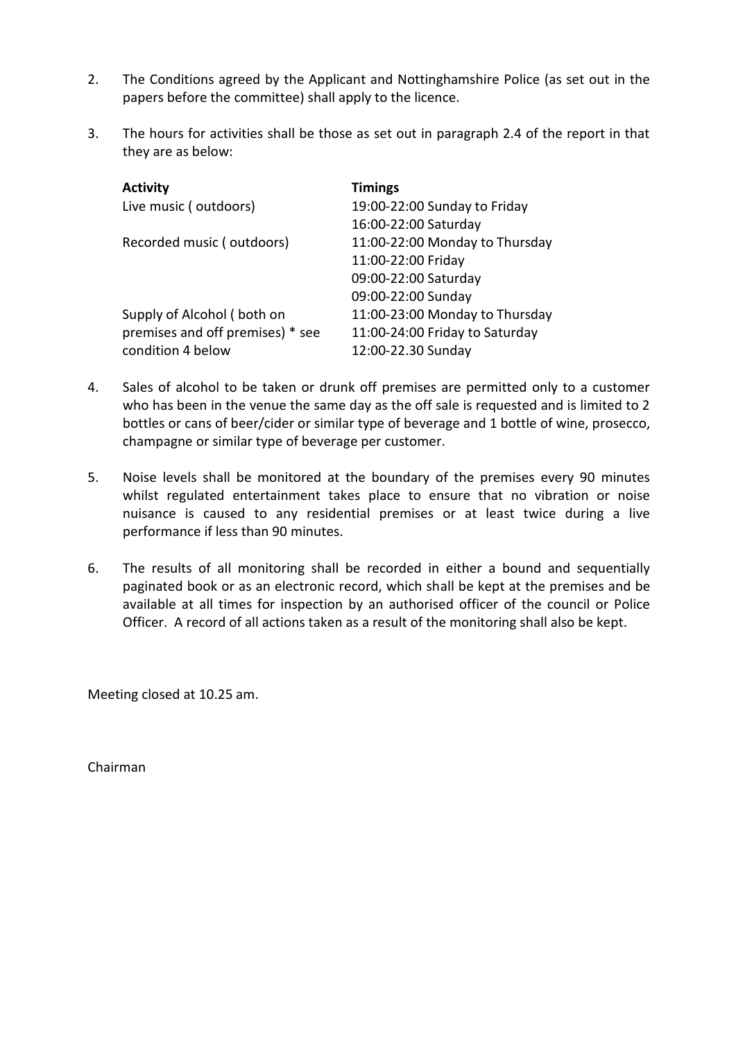2. The Conditions agreed by the Applicant and Nottinghamshire Police (as set out in the papers before the committee) shall apply to the licence.

3. The hours for activities shall be those as set out in paragraph 2.4 of the report in that they are as below:

| **Activity** | **Timings** |
|---|---|
| Live music ( outdoors) | 19:00-22:00 Sunday to Friday |
| | 16:00-22:00 Saturday |
| Recorded music ( outdoors) | 11:00-22:00 Monday to Thursday |
| | 11:00-22:00 Friday |
| | 09:00-22:00 Saturday |
| | 09:00-22:00 Sunday |
| Supply of Alcohol ( both on premises and off premises) * see condition 4 below | 11:00-23:00 Monday to Thursday |
| | 11:00-24:00 Friday to Saturday |
| | 12:00-22.30 Sunday |

4. Sales of alcohol to be taken or drunk off premises are permitted only to a customer who has been in the venue the same day as the off sale is requested and is limited to 2 bottles or cans of beer/cider or similar type of beverage and 1 bottle of wine, prosecco, champagne or similar type of beverage per customer.

5. Noise levels shall be monitored at the boundary of the premises every 90 minutes whilst regulated entertainment takes place to ensure that no vibration or noise nuisance is caused to any residential premises or at least twice during a live performance if less than 90 minutes.

6. The results of all monitoring shall be recorded in either a bound and sequentially paginated book or as an electronic record, which shall be kept at the premises and be available at all times for inspection by an authorised officer of the council or Police Officer. A record of all actions taken as a result of the monitoring shall also be kept.

Meeting closed at 10.25 am.

Chairman